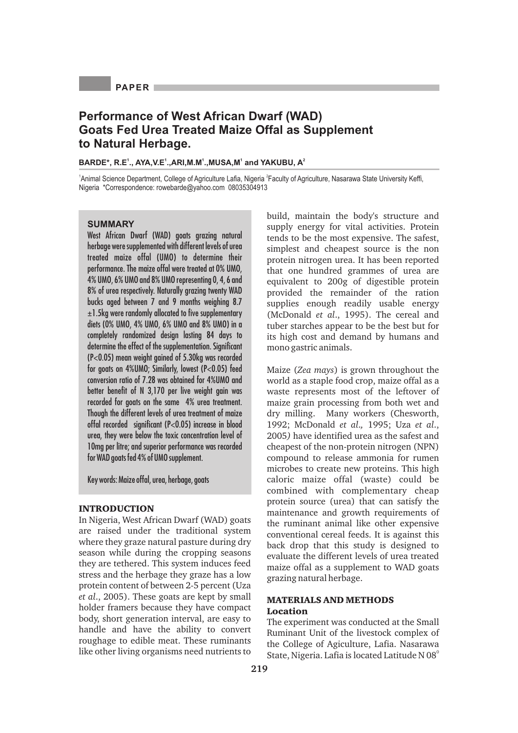PAPER

# Performance of West African Dwarf (WAD) Goats Fed Urea Treated Maize Offal as Supplement to Natural Herbage.

**BARDE*, R.E[1]., AYA,V.E[1].,ARI,M.M[1].,MUSA,M[1] and YAKUBU, A[2]**

[1]Animal Science Department, College of Agriculture Lafia, Nigeria [2]Faculty of Agriculture, Nasarawa State University Keffi, Nigeria *Correspondence: rowebarde@yahoo.com 08035304913

## SUMMARY

West African Dwarf (WAD) goats grazing natural herbage were supplemented with different levels of urea treated maize offal (UMO) to determine their performance. The maize offal were treated at 0% UMO, 4% UMO, 6% UMO and 8% UMO representing 0, 4, 6 and 8% of urea respectively. Naturally grazing twenty WAD bucks aged between 7 and 9 months weighing 8.7 ±1.5kg were randomly allocated to five supplementary diets (0% UMO, 4% UMO, 6% UMO and 8% UMO) in a completely randomized design lasting 84 days to determine the effect of the supplementation. Significant ($P<0.05$) mean weight gained of 5.30kg was recorded for goats on 4%UMO; Similarly, lowest ($P<0.05$) feed conversion ratio of 7.28 was obtained for 4%UMO and better benefit of N 3,170 per live weight gain was recorded for goats on the same 4% urea treatment. Though the different levels of urea treatment of maize offal recorded significant ($P<0.05$) increase in blood urea, they were below the toxic concentration level of 10mg per litre; and superior performance was recorded for WAD goats fed 4% of UMO supplement.

Key words: Maize offal, urea, herbage, goats

## INTRODUCTION

In Nigeria, West African Dwarf (WAD) goats are raised under the traditional system where they graze natural pasture during dry season while during the cropping seasons they are tethered. This system induces feed stress and the herbage they graze has a low protein content of between 2-5 percent (Uza *et al*., 2005). These goats are kept by small holder framers because they have compact body, short generation interval, are easy to handle and have the ability to convert roughage to edible meat. These ruminants like other living organisms need nutrients to build, maintain the body's structure and supply energy for vital activities. Protein tends to be the most expensive. The safest, simplest and cheapest source is the non protein nitrogen urea. It has been reported that one hundred grammes of urea are equivalent to 200g of digestible protein provided the remainder of the ration supplies enough readily usable energy (McDonald *et al*., 1995). The cereal and tuber starches appear to be the best but for its high cost and demand by humans and mono gastric animals.

Maize (*Zea mays*) is grown throughout the world as a staple food crop, maize offal as a waste represents most of the leftover of maize grain processing from both wet and dry milling. Many workers (Chesworth, 1992; McDonald *et al.,* 1995; Uza *et al*., 2005*)* have identified urea as the safest and cheapest of the non-protein nitrogen (NPN) compound to release ammonia for rumen microbes to create new proteins. This high caloric maize offal (waste) could be combined with complementary cheap protein source (urea) that can satisfy the maintenance and growth requirements of the ruminant animal like other expensive conventional cereal feeds. It is against this back drop that this study is designed to evaluate the different levels of urea treated maize offal as a supplement to WAD goats grazing natural herbage.

## MATERIALS AND METHODS

### Location

The experiment was conducted at the Small Ruminant Unit of the livestock complex of the College of Agiculture, Lafia. Nasarawa State, Nigeria. Lafia is located Latitude N 08$^{0}$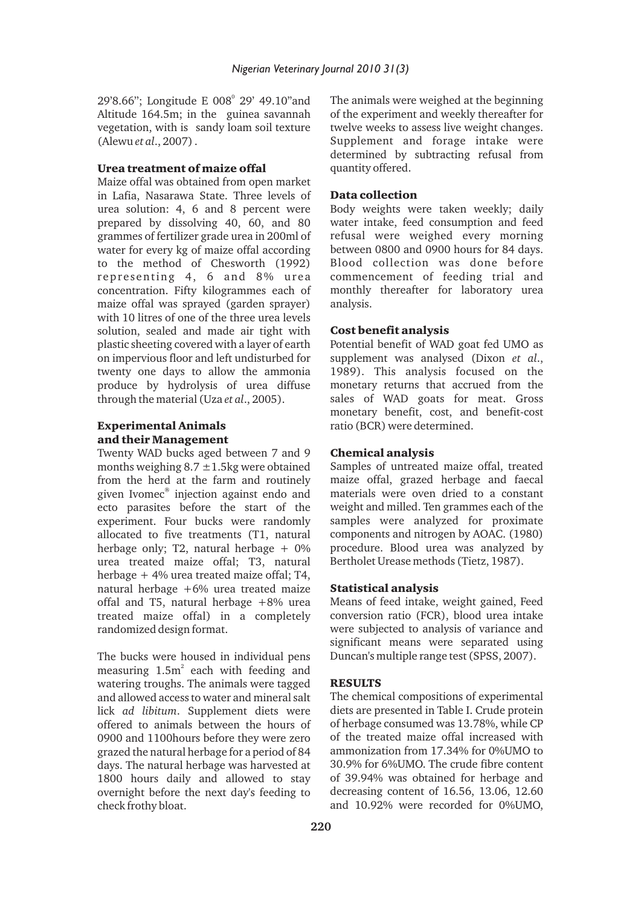29'8.66"; Longitude E 008$^{0}$ 29' 49.10"and Altitude 164.5m; in the guinea savannah vegetation, with is sandy loam soil texture (Alewu *et al*., 2007) .

### Urea treatment of maize offal

Maize offal was obtained from open market in Lafia, Nasarawa State. Three levels of urea solution: 4, 6 and 8 percent were prepared by dissolving 40, 60, and 80 grammes of fertilizer grade urea in 200ml of water for every kg of maize offal according to the method of Chesworth (1992) representing 4, 6 and 8% urea concentration. Fifty kilogrammes each of maize offal was sprayed (garden sprayer) with 10 litres of one of the three urea levels solution, sealed and made air tight with plastic sheeting covered with a layer of earth on impervious floor and left undisturbed for twenty one days to allow the ammonia produce by hydrolysis of urea diffuse through the material (Uza *et al*., 2005).

### Experimental Animals and their Management

Twenty WAD bucks aged between 7 and 9 months weighing 8.7 ±1.5kg were obtained from the herd at the farm and routinely given Ivomec® injection against endo and ecto parasites before the start of the experiment. Four bucks were randomly allocated to five treatments (T1, natural herbage only; T2, natural herbage + 0% urea treated maize offal; T3, natural herbage + 4% urea treated maize offal; T4, natural herbage +6% urea treated maize offal and T5, natural herbage +8% urea treated maize offal) in a completely randomized design format.

The bucks were housed in individual pens measuring 1.5m$^2$ each with feeding and watering troughs. The animals were tagged and allowed access to water and mineral salt lick *ad libitum*. Supplement diets were offered to animals between the hours of 0900 and 1100hours before they were zero grazed the natural herbage for a period of 84 days. The natural herbage was harvested at 1800 hours daily and allowed to stay overnight before the next day's feeding to check frothy bloat.

The animals were weighed at the beginning of the experiment and weekly thereafter for twelve weeks to assess live weight changes. Supplement and forage intake were determined by subtracting refusal from quantity offered.

### Data collection

Body weights were taken weekly; daily water intake, feed consumption and feed refusal were weighed every morning between 0800 and 0900 hours for 84 days. Blood collection was done before commencement of feeding trial and monthly thereafter for laboratory urea analysis.

### Cost benefit analysis

Potential benefit of WAD goat fed UMO as supplement was analysed (Dixon *et al*., 1989). This analysis focused on the monetary returns that accrued from the sales of WAD goats for meat. Gross monetary benefit, cost, and benefit-cost ratio (BCR) were determined.

### Chemical analysis

Samples of untreated maize offal, treated maize offal, grazed herbage and faecal materials were oven dried to a constant weight and milled. Ten grammes each of the samples were analyzed for proximate components and nitrogen by AOAC. (1980) procedure. Blood urea was analyzed by Bertholet Urease methods (Tietz, 1987).

### Statistical analysis

Means of feed intake, weight gained, Feed conversion ratio (FCR), blood urea intake were subjected to analysis of variance and significant means were separated using Duncan's multiple range test (SPSS, 2007).

## RESULTS

The chemical compositions of experimental diets are presented in Table I. Crude protein of herbage consumed was 13.78%, while CP of the treated maize offal increased with ammonization from 17.34% for 0%UMO to 30.9% for 6%UMO. The crude fibre content of 39.94% was obtained for herbage and decreasing content of 16.56, 13.06, 12.60 and 10.92% were recorded for 0%UMO,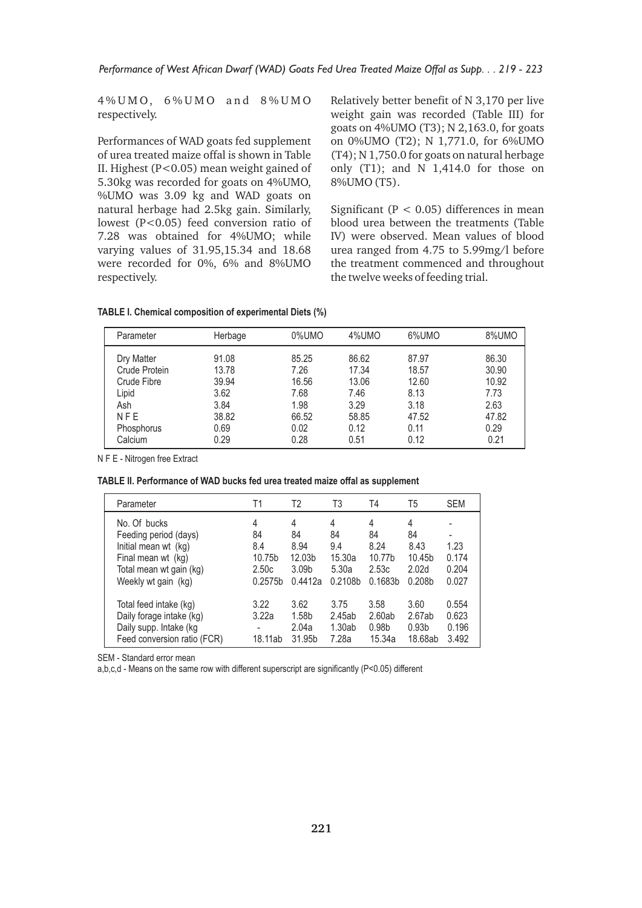4%UMO, 6%UMO and 8%UMO respectively.

Performances of WAD goats fed supplement of urea treated maize offal is shown in Table II. Highest (P<0.05) mean weight gained of 5.30kg was recorded for goats on 4%UMO, %UMO was 3.09 kg and WAD goats on natural herbage had 2.5kg gain. Similarly, lowest (P<0.05) feed conversion ratio of 7.28 was obtained for 4%UMO; while varying values of 31.95,15.34 and 18.68 were recorded for 0%, 6% and 8%UMO respectively.

Relatively better benefit of N 3,170 per live weight gain was recorded (Table III) for goats on 4%UMO (T3); N 2,163.0, for goats on 0%UMO (T2); N 1,771.0, for 6%UMO (T4); N 1,750.0 for goats on natural herbage only (T1); and N 1,414.0 for those on 8%UMO (T5).

Significant (P < 0.05) differences in mean blood urea between the treatments (Table IV) were observed. Mean values of blood urea ranged from 4.75 to 5.99mg/l before the treatment commenced and throughout the twelve weeks of feeding trial.

**TABLE I. Chemical composition of experimental Diets (%)**

| Parameter | Herbage | 0%UMO | 4%UMO | 6%UMO | 8%UMO |
|---|---|---|---|---|---|
| Dry Matter | 91.08 | 85.25 | 86.62 | 87.97 | 86.30 |
| Crude Protein | 13.78 | 7.26 | 17.34 | 18.57 | 30.90 |
| Crude Fibre | 39.94 | 16.56 | 13.06 | 12.60 | 10.92 |
| Lipid | 3.62 | 7.68 | 7.46 | 8.13 | 7.73 |
| Ash | 3.84 | 1.98 | 3.29 | 3.18 | 2.63 |
| N F E | 38.82 | 66.52 | 58.85 | 47.52 | 47.82 |
| Phosphorus | 0.69 | 0.02 | 0.12 | 0.11 | 0.29 |
| Calcium | 0.29 | 0.28 | 0.51 | 0.12 | 0.21 |

N F E - Nitrogen free Extract

**TABLE II. Performance of WAD bucks fed urea treated maize offal as supplement**

| Parameter | T1 | T2 | T3 | T4 | T5 | SEM |
|---|---|---|---|---|---|---|
| No. Of bucks | 4 | 4 | 4 | 4 | 4 | - |
| Feeding period (days) | 84 | 84 | 84 | 84 | 84 | - |
| Initial mean wt (kg) | 8.4 | 8.94 | 9.4 | 8.24 | 8.43 | 1.23 |
| Final mean wt (kg) | 10.75b | 12.03b | 15.30a | 10.77b | 10.45b | 0.174 |
| Total mean wt gain (kg) | 2.50c | 3.09b | 5.30a | 2.53c | 2.02d | 0.204 |
| Weekly wt gain (kg) | 0.2575b | 0.4412a | 0.2108b | 0.1683b | 0.208b | 0.027 |
| Total feed intake (kg) | 3.22 | 3.62 | 3.75 | 3.58 | 3.60 | 0.554 |
| Daily forage intake (kg) | 3.22a | 1.58b | 2.45ab | 2.60ab | 2.67ab | 0.623 |
| Daily supp. Intake (kg | - | 2.04a | 1.30ab | 0.98b | 0.93b | 0.196 |
| Feed conversion ratio (FCR) | 18.11ab | 31.95b | 7.28a | 15.34a | 18.68ab | 3.492 |

SEM - Standard error mean

a,b,c,d - Means on the same row with different superscript are significantly (P<0.05) different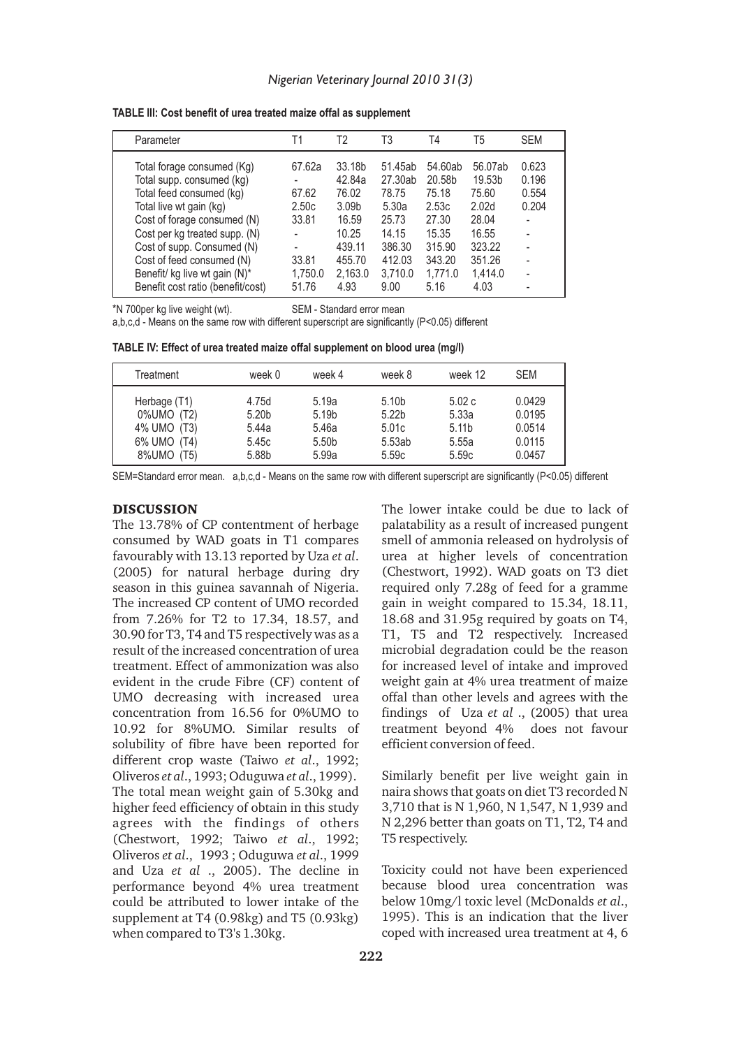**TABLE III: Cost benefit of urea treated maize offal as supplement**

| Parameter | T1 | T2 | T3 | T4 | T5 | SEM |
|---|---|---|---|---|---|---|
| Total forage consumed (Kg) | 67.62a | 33.18b | 51.45ab | 54.60ab | 56.07ab | 0.623 |
| Total supp. consumed (kg) | - | 42.84a | 27.30ab | 20.58b | 19.53b | 0.196 |
| Total feed consumed (kg) | 67.62 | 76.02 | 78.75 | 75.18 | 75.60 | 0.554 |
| Total live wt gain (kg) | 2.50c | 3.09b | 5.30a | 2.53c | 2.02d | 0.204 |
| Cost of forage consumed (N) | 33.81 | 16.59 | 25.73 | 27.30 | 28.04 | - |
| Cost per kg treated supp. (N) | - | 10.25 | 14.15 | 15.35 | 16.55 | - |
| Cost of supp. Consumed (N) | - | 439.11 | 386.30 | 315.90 | 323.22 | - |
| Cost of feed consumed (N) | 33.81 | 455.70 | 412.03 | 343.20 | 351.26 | - |
| Benefit/ kg live wt gain (N)* | 1,750.0 | 2,163.0 | 3,710.0 | 1,771.0 | 1,414.0 | - |
| Benefit cost ratio (benefit/cost) | 51.76 | 4.93 | 9.00 | 5.16 | 4.03 | - |

*N 700per kg live weight (wt). SEM - Standard error mean

a,b,c,d - Means on the same row with different superscript are significantly (P<0.05) different

**TABLE IV: Effect of urea treated maize offal supplement on blood urea (mg/l)**

| Treatment | week 0 | week 4 | week 8 | week 12 | SEM |
|---|---|---|---|---|---|
| Herbage (T1) | 4.75d | 5.19a | 5.10b | 5.02 c | 0.0429 |
| 0%UMO (T2) | 5.20b | 5.19b | 5.22b | 5.33a | 0.0195 |
| 4% UMO (T3) | 5.44a | 5.46a | 5.01c | 5.11b | 0.0514 |
| 6% UMO (T4) | 5.45c | 5.50b | 5.53ab | 5.55a | 0.0115 |
| 8%UMO (T5) | 5.88b | 5.99a | 5.59c | 5.59c | 0.0457 |

SEM=Standard error mean. a,b,c,d - Means on the same row with different superscript are significantly (P<0.05) different

## DISCUSSION

The 13.78% of CP contentment of herbage consumed by WAD goats in T1 compares favourably with 13.13 reported by Uza *et al*. (2005) for natural herbage during dry season in this guinea savannah of Nigeria. The increased CP content of UMO recorded from 7.26% for T2 to 17.34, 18.57, and 30.90 for T3, T4 and T5 respectively was as a result of the increased concentration of urea treatment. Effect of ammonization was also evident in the crude Fibre (CF) content of UMO decreasing with increased urea concentration from 16.56 for 0%UMO to 10.92 for 8%UMO. Similar results of solubility of fibre have been reported for different crop waste (Taiwo *et al*., 1992; Oliveros *et al*., 1993; Oduguwa *et al*., 1999). The total mean weight gain of 5.30kg and higher feed efficiency of obtain in this study agrees with the findings of others (Chestwort, 1992; Taiwo *et al*., 1992; Oliveros *et al*., 1993 ; Oduguwa *et al*., 1999 and Uza *et al* ., 2005). The decline in performance beyond 4% urea treatment could be attributed to lower intake of the supplement at T4 (0.98kg) and T5 (0.93kg) when compared to T3's 1.30kg.

The lower intake could be due to lack of palatability as a result of increased pungent smell of ammonia released on hydrolysis of urea at higher levels of concentration (Chestwort, 1992). WAD goats on T3 diet required only 7.28g of feed for a gramme gain in weight compared to 15.34, 18.11, 18.68 and 31.95g required by goats on T4, T1, T5 and T2 respectively. Increased microbial degradation could be the reason for increased level of intake and improved weight gain at 4% urea treatment of maize offal than other levels and agrees with the findings of Uza *et al* ., (2005) that urea treatment beyond 4% does not favour efficient conversion of feed.

Similarly benefit per live weight gain in naira shows that goats on diet T3 recorded N 3,710 that is N 1,960, N 1,547, N 1,939 and N 2,296 better than goats on T1, T2, T4 and T5 respectively.

Toxicity could not have been experienced because blood urea concentration was below 10mg/l toxic level (McDonalds *et al*., 1995). This is an indication that the liver coped with increased urea treatment at 4, 6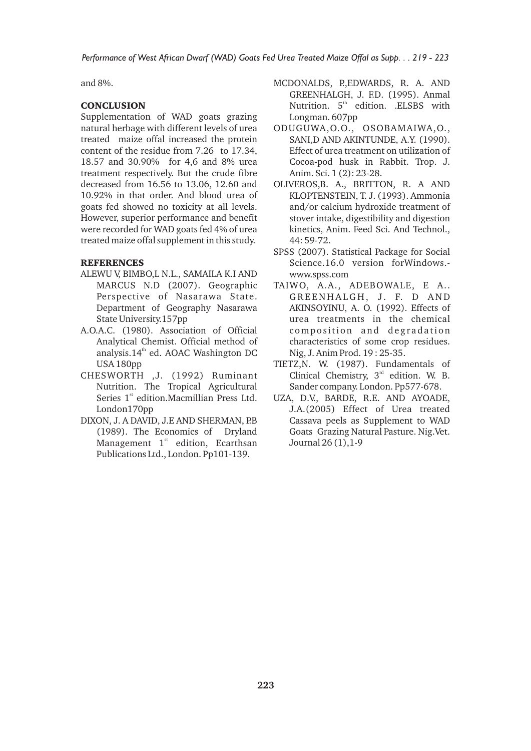and 8%.

## CONCLUSION

Supplementation of WAD goats grazing natural herbage with different levels of urea treated maize offal increased the protein content of the residue from 7.26 to 17.34, 18.57 and 30.90% for 4,6 and 8% urea treatment respectively. But the crude fibre decreased from 16.56 to 13.06, 12.60 and 10.92% in that order. And blood urea of goats fed showed no toxicity at all levels. However, superior performance and benefit were recorded for WAD goats fed 4% of urea treated maize offal supplement in this study.

## REFERENCES

ALEWU V, BIMBO,L N.L., SAMAILA K.I AND MARCUS N.D (2007). Geographic Perspective of Nasarawa State. Department of Geography Nasarawa State University.157pp

A.O.A.C. (1980). Association of Official Analytical Chemist. Official method of analysis.14th ed. AOAC Washington DC USA 180pp

CHESWORTH ,J. (1992) Ruminant Nutrition. The Tropical Agricultural Series 1st edition.Macmillian Press Ltd. London170pp

DIXON, J. A DAVID, J.E AND SHERMAN, P.B (1989). The Economics of Dryland Management 1st edition, Ecarthsan Publications Ltd., London. Pp101-139.

MCDONALDS, P.,EDWARDS, R. A. AND GREENHALGH, J. F.D. (1995). Anmal Nutrition. 5th edition. .ELSBS with Longman. 607pp

ODUGUWA,O.O., OSOBAMAIWA,O., SANI,D AND AKINTUNDE, A.Y. (1990). Effect of urea treatment on utilization of Cocoa-pod husk in Rabbit. Trop. J. Anim. Sci. 1 (2): 23-28.

OLIVEROS,B. A., BRITTON, R. A AND KLOPTENSTEIN, T. J. (1993). Ammonia and/or calcium hydroxide treatment of stover intake, digestibility and digestion kinetics, Anim. Feed Sci. And Technol., 44: 59-72.

SPSS (2007). Statistical Package for Social Science.16.0 version forWindows.-www.spss.com

TAIWO, A.A., ADEBOWALE, E A.. GREENHALGH, J. F. D AND AKINSOYINU, A. O. (1992). Effects of urea treatments in the chemical composition and degradation characteristics of some crop residues. Nig, J. Anim Prod. 19 : 25-35.

TIETZ,N. W. (1987). Fundamentals of Clinical Chemistry, 3rd edition. W. B. Sander company. London. Pp577-678.

UZA, D.V., BARDE, R.E. AND AYOADE, J.A.(2005) Effect of Urea treated Cassava peels as Supplement to WAD Goats Grazing Natural Pasture. Nig.Vet. Journal 26 (1),1-9